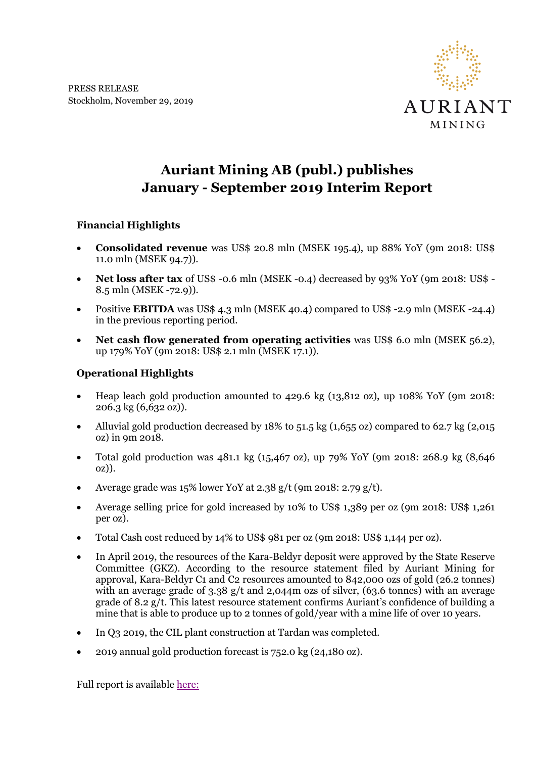PRESS RELEASE
Stockholm, November 29, 2019

AURIANT
MINING

# Auriant Mining AB (publ.) publishes January - September 2019 Interim Report

## Financial Highlights

- **Consolidated revenue** was US$ 20.8 mln (MSEK 195.4), up 88% YoY (9m 2018: US$ 11.0 mln (MSEK 94.7)).
- **Net loss after tax** of US$ -0.6 mln (MSEK -0.4) decreased by 93% YoY (9m 2018: US$ -8.5 mln (MSEK -72.9)).
- Positive **EBITDA** was US$ 4.3 mln (MSEK 40.4) compared to US$ -2.9 mln (MSEK -24.4) in the previous reporting period.
- **Net cash flow generated from operating activities** was US$ 6.0 mln (MSEK 56.2), up 179% YoY (9m 2018: US$ 2.1 mln (MSEK 17.1)).

## Operational Highlights

- Heap leach gold production amounted to 429.6 kg (13,812 oz), up 108% YoY (9m 2018: 206.3 kg (6,632 oz)).
- Alluvial gold production decreased by 18% to 51.5 kg (1,655 oz) compared to 62.7 kg (2,015 oz) in 9m 2018.
- Total gold production was 481.1 kg (15,467 oz), up 79% YoY (9m 2018: 268.9 kg (8,646 oz)).
- Average grade was 15% lower YoY at 2.38 g/t (9m 2018: 2.79 g/t).
- Average selling price for gold increased by 10% to US$ 1,389 per oz (9m 2018: US$ 1,261 per oz).
- Total Cash cost reduced by 14% to US$ 981 per oz (9m 2018: US$ 1,144 per oz).
- In April 2019, the resources of the Kara-Beldyr deposit were approved by the State Reserve Committee (GKZ). According to the resource statement filed by Auriant Mining for approval, Kara-Beldyr C1 and C2 resources amounted to 842,000 ozs of gold (26.2 tonnes) with an average grade of 3.38 g/t and 2,044m ozs of silver, (63.6 tonnes) with an average grade of 8.2 g/t. This latest resource statement confirms Auriant's confidence of building a mine that is able to produce up to 2 tonnes of gold/year with a mine life of over 10 years.
- In Q3 2019, the CIL plant construction at Tardan was completed.
- 2019 annual gold production forecast is 752.0 kg (24,180 oz).

Full report is available here: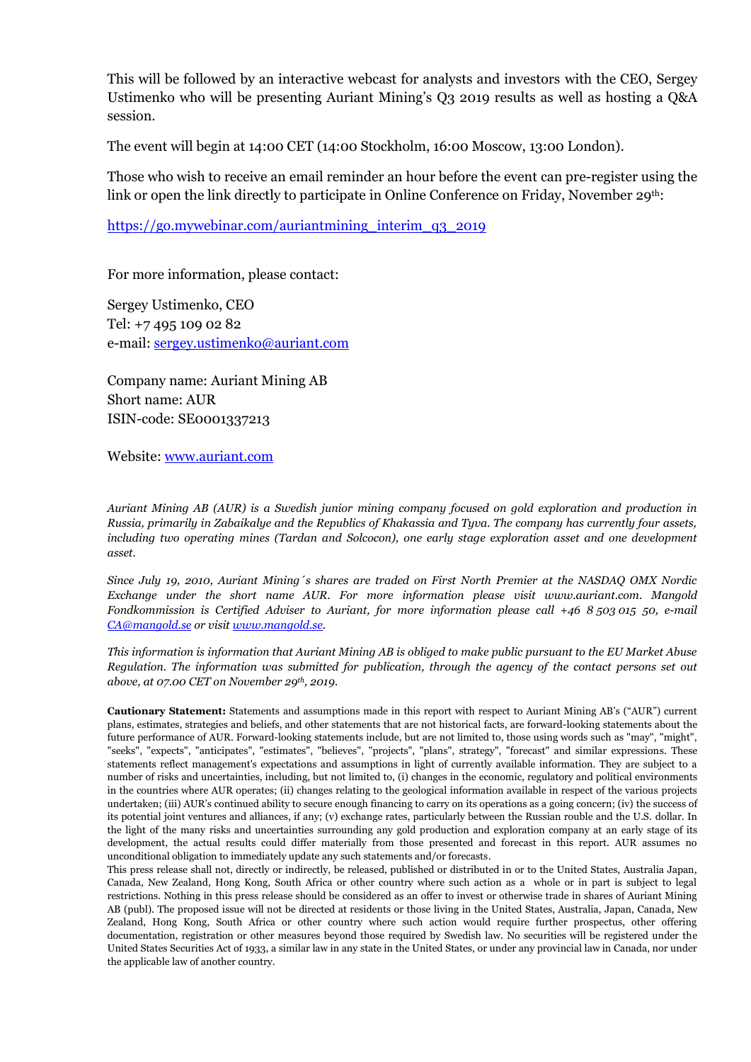This will be followed by an interactive webcast for analysts and investors with the CEO, Sergey Ustimenko who will be presenting Auriant Mining's Q3 2019 results as well as hosting a Q&A session.

The event will begin at 14:00 CET (14:00 Stockholm, 16:00 Moscow, 13:00 London).

Those who wish to receive an email reminder an hour before the event can pre-register using the link or open the link directly to participate in Online Conference on Friday, November 29th:

https://go.mywebinar.com/auriantmining_interim_q3_2019

For more information, please contact:

Sergey Ustimenko, CEO  
Tel: +7 495 109 02 82  
e-mail: sergey.ustimenko@auriant.com

Company name: Auriant Mining AB  
Short name: AUR  
ISIN-code: SE0001337213

Website: www.auriant.com

*Auriant Mining AB (AUR) is a Swedish junior mining company focused on gold exploration and production in Russia, primarily in Zabaikalye and the Republics of Khakassia and Tyva. The company has currently four assets, including two operating mines (Tardan and Solcocon), one early stage exploration asset and one development asset.*

*Since July 19, 2010, Auriant Mining´s shares are traded on First North Premier at the NASDAQ OMX Nordic Exchange under the short name AUR. For more information please visit www.auriant.com. Mangold Fondkommission is Certified Adviser to Auriant, for more information please call +46 8 503 015 50, e-mail CA@mangold.se or visit www.mangold.se.*

*This information is information that Auriant Mining AB is obliged to make public pursuant to the EU Market Abuse Regulation. The information was submitted for publication, through the agency of the contact persons set out above, at 07.00 CET on November 29th, 2019.*

**Cautionary Statement:** Statements and assumptions made in this report with respect to Auriant Mining AB's ("AUR") current plans, estimates, strategies and beliefs, and other statements that are not historical facts, are forward-looking statements about the future performance of AUR. Forward-looking statements include, but are not limited to, those using words such as "may", "might", "seeks", "expects", "anticipates", "estimates", "believes", "projects", "plans", strategy", "forecast" and similar expressions. These statements reflect management's expectations and assumptions in light of currently available information. They are subject to a number of risks and uncertainties, including, but not limited to, (i) changes in the economic, regulatory and political environments in the countries where AUR operates; (ii) changes relating to the geological information available in respect of the various projects undertaken; (iii) AUR's continued ability to secure enough financing to carry on its operations as a going concern; (iv) the success of its potential joint ventures and alliances, if any; (v) exchange rates, particularly between the Russian rouble and the U.S. dollar. In the light of the many risks and uncertainties surrounding any gold production and exploration company at an early stage of its development, the actual results could differ materially from those presented and forecast in this report. AUR assumes no unconditional obligation to immediately update any such statements and/or forecasts.

This press release shall not, directly or indirectly, be released, published or distributed in or to the United States, Australia Japan, Canada, New Zealand, Hong Kong, South Africa or other country where such action as a whole or in part is subject to legal restrictions. Nothing in this press release should be considered as an offer to invest or otherwise trade in shares of Auriant Mining AB (publ). The proposed issue will not be directed at residents or those living in the United States, Australia, Japan, Canada, New Zealand, Hong Kong, South Africa or other country where such action would require further prospectus, other offering documentation, registration or other measures beyond those required by Swedish law. No securities will be registered under the United States Securities Act of 1933, a similar law in any state in the United States, or under any provincial law in Canada, nor under the applicable law of another country.